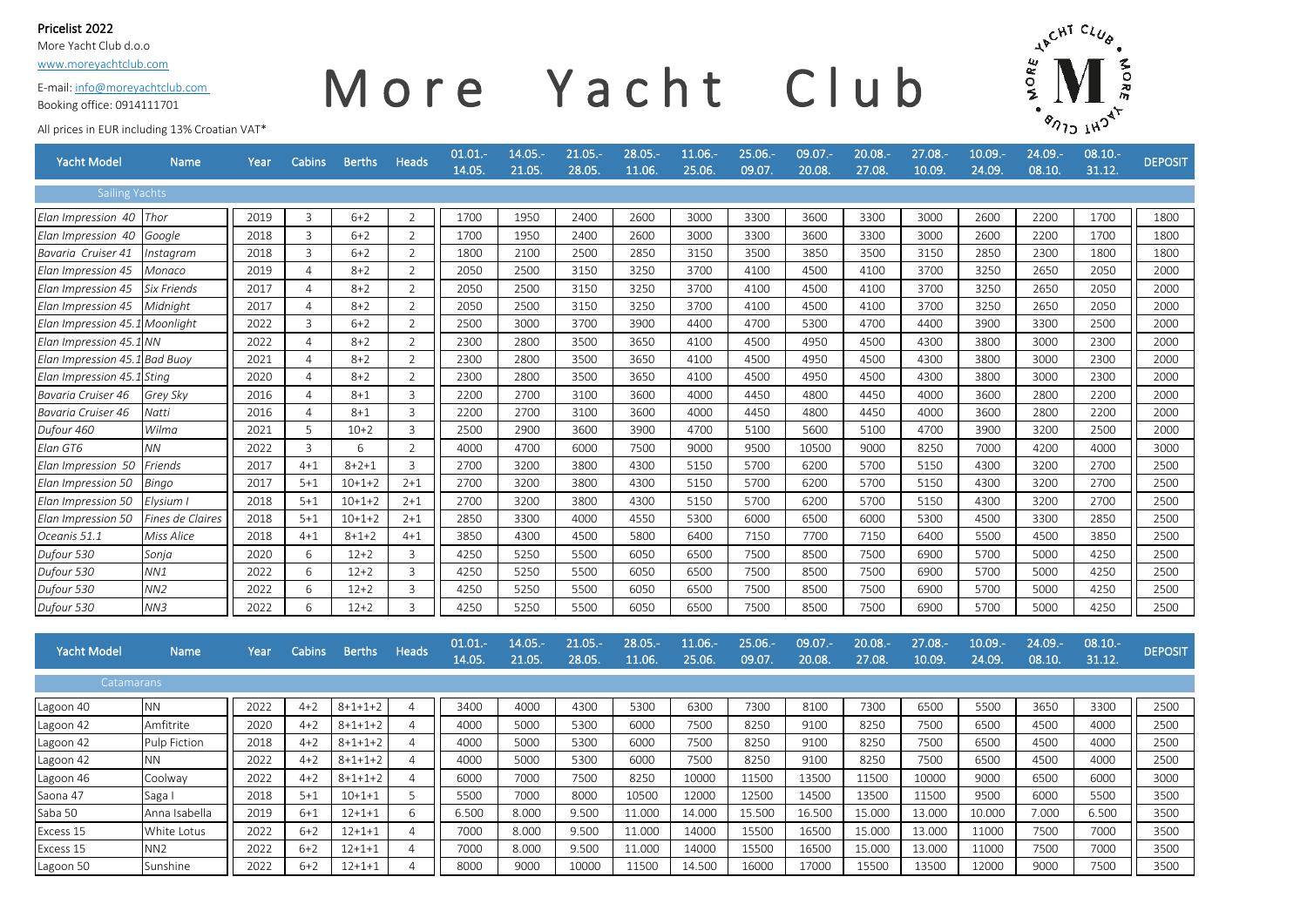**Pricelist 2022**

More Yacht Club d.o.o

www.moreyachtclub.com

E-mail: info@moreyachtclub.com

Booking office: 0914111701

All prices in EUR including 13% Croatian VAT*

# More Yacht Club

| Yacht Model | Name | Year | Cabins | Berths | Heads | 01.01.-14.05. | 14.05.-21.05. | 21.05.-28.05. | 28.05.-11.06. | 11.06.-25.06. | 25.06.-09.07. | 09.07.-20.08. | 20.08.-27.08. | 27.08.-10.09. | 10.09.-24.09. | 24.09.-08.10. | 08.10.-31.12. | DEPOSIT |
|---|---|---|---|---|---|---|---|---|---|---|---|---|---|---|---|---|---|---|
| Sailing Yachts | | | | | | | | | | | | | | | | | | |
| *Elan Impression 40* | *Thor* | 2019 | 3 | 6+2 | 2 | 1700 | 1950 | 2400 | 2600 | 3000 | 3300 | 3600 | 3300 | 3000 | 2600 | 2200 | 1700 | 1800 |
| *Elan Impression 40* | *Google* | 2018 | 3 | 6+2 | 2 | 1700 | 1950 | 2400 | 2600 | 3000 | 3300 | 3600 | 3300 | 3000 | 2600 | 2200 | 1700 | 1800 |
| *Bavaria Cruiser 41* | *Instagram* | 2018 | 3 | 6+2 | 2 | 1800 | 2100 | 2500 | 2850 | 3150 | 3500 | 3850 | 3500 | 3150 | 2850 | 2300 | 1800 | 1800 |
| *Elan Impression 45* | *Monaco* | 2019 | 4 | 8+2 | 2 | 2050 | 2500 | 3150 | 3250 | 3700 | 4100 | 4500 | 4100 | 3700 | 3250 | 2650 | 2050 | 2000 |
| *Elan Impression 45* | *Six Friends* | 2017 | 4 | 8+2 | 2 | 2050 | 2500 | 3150 | 3250 | 3700 | 4100 | 4500 | 4100 | 3700 | 3250 | 2650 | 2050 | 2000 |
| *Elan Impression 45* | *Midnight* | 2017 | 4 | 8+2 | 2 | 2050 | 2500 | 3150 | 3250 | 3700 | 4100 | 4500 | 4100 | 3700 | 3250 | 2650 | 2050 | 2000 |
| *Elan Impression 45.1* | *Moonlight* | 2022 | 3 | 6+2 | 2 | 2500 | 3000 | 3700 | 3900 | 4400 | 4700 | 5300 | 4700 | 4400 | 3900 | 3300 | 2500 | 2000 |
| *Elan Impression 45.1* | *NN* | 2022 | 4 | 8+2 | 2 | 2300 | 2800 | 3500 | 3650 | 4100 | 4500 | 4950 | 4500 | 4300 | 3800 | 3000 | 2300 | 2000 |
| *Elan Impression 45.1* | *Bad Buoy* | 2021 | 4 | 8+2 | 2 | 2300 | 2800 | 3500 | 3650 | 4100 | 4500 | 4950 | 4500 | 4300 | 3800 | 3000 | 2300 | 2000 |
| *Elan Impression 45.1* | *Sting* | 2020 | 4 | 8+2 | 2 | 2300 | 2800 | 3500 | 3650 | 4100 | 4500 | 4950 | 4500 | 4300 | 3800 | 3000 | 2300 | 2000 |
| *Bavaria Cruiser 46* | *Grey Sky* | 2016 | 4 | 8+1 | 3 | 2200 | 2700 | 3100 | 3600 | 4000 | 4450 | 4800 | 4450 | 4000 | 3600 | 2800 | 2200 | 2000 |
| *Bavaria Cruiser 46* | *Natti* | 2016 | 4 | 8+1 | 3 | 2200 | 2700 | 3100 | 3600 | 4000 | 4450 | 4800 | 4450 | 4000 | 3600 | 2800 | 2200 | 2000 |
| *Dufour 460* | *Wilma* | 2021 | 5 | 10+2 | 3 | 2500 | 2900 | 3600 | 3900 | 4700 | 5100 | 5600 | 5100 | 4700 | 3900 | 3200 | 2500 | 2000 |
| *Elan GT6* | *NN* | 2022 | 3 | 6 | 2 | 4000 | 4700 | 6000 | 7500 | 9000 | 9500 | 10500 | 9000 | 8250 | 7000 | 4200 | 4000 | 3000 |
| *Elan Impression 50* | *Friends* | 2017 | 4+1 | 8+2+1 | 3 | 2700 | 3200 | 3800 | 4300 | 5150 | 5700 | 6200 | 5700 | 5150 | 4300 | 3200 | 2700 | 2500 |
| *Elan Impression 50* | *Bingo* | 2017 | 5+1 | 10+1+2 | 2+1 | 2700 | 3200 | 3800 | 4300 | 5150 | 5700 | 6200 | 5700 | 5150 | 4300 | 3200 | 2700 | 2500 |
| *Elan Impression 50* | *Elysium I* | 2018 | 5+1 | 10+1+2 | 2+1 | 2700 | 3200 | 3800 | 4300 | 5150 | 5700 | 6200 | 5700 | 5150 | 4300 | 3200 | 2700 | 2500 |
| *Elan Impression 50* | *Fines de Claires* | 2018 | 5+1 | 10+1+2 | 2+1 | 2850 | 3300 | 4000 | 4550 | 5300 | 6000 | 6500 | 6000 | 5300 | 4500 | 3300 | 2850 | 2500 |
| *Oceanis 51.1* | *Miss Alice* | 2018 | 4+1 | 8+1+2 | 4+1 | 3850 | 4300 | 4500 | 5800 | 6400 | 7150 | 7700 | 7150 | 6400 | 5500 | 4500 | 3850 | 2500 |
| *Dufour 530* | *Sonja* | 2020 | 6 | 12+2 | 3 | 4250 | 5250 | 5500 | 6050 | 6500 | 7500 | 8500 | 7500 | 6900 | 5700 | 5000 | 4250 | 2500 |
| *Dufour 530* | *NN1* | 2022 | 6 | 12+2 | 3 | 4250 | 5250 | 5500 | 6050 | 6500 | 7500 | 8500 | 7500 | 6900 | 5700 | 5000 | 4250 | 2500 |
| *Dufour 530* | *NN2* | 2022 | 6 | 12+2 | 3 | 4250 | 5250 | 5500 | 6050 | 6500 | 7500 | 8500 | 7500 | 6900 | 5700 | 5000 | 4250 | 2500 |
| *Dufour 530* | *NN3* | 2022 | 6 | 12+2 | 3 | 4250 | 5250 | 5500 | 6050 | 6500 | 7500 | 8500 | 7500 | 6900 | 5700 | 5000 | 4250 | 2500 |

| Yacht Model | Name | Year | Cabins | Berths | Heads | 01.01.-14.05. | 14.05.-21.05. | 21.05.-28.05. | 28.05.-11.06. | 11.06.-25.06. | 25.06.-09.07. | 09.07.-20.08. | 20.08.-27.08. | 27.08.-10.09. | 10.09.-24.09. | 24.09.-08.10. | 08.10.-31.12. | DEPOSIT |
|---|---|---|---|---|---|---|---|---|---|---|---|---|---|---|---|---|---|---|
| Catamarans | | | | | | | | | | | | | | | | | | |
| Lagoon 40 | NN | 2022 | 4+2 | 8+1+1+2 | 4 | 3400 | 4000 | 4300 | 5300 | 6300 | 7300 | 8100 | 7300 | 6500 | 5500 | 3650 | 3300 | 2500 |
| Lagoon 42 | Amfitrite | 2020 | 4+2 | 8+1+1+2 | 4 | 4000 | 5000 | 5300 | 6000 | 7500 | 8250 | 9100 | 8250 | 7500 | 6500 | 4500 | 4000 | 2500 |
| Lagoon 42 | Pulp Fiction | 2018 | 4+2 | 8+1+1+2 | 4 | 4000 | 5000 | 5300 | 6000 | 7500 | 8250 | 9100 | 8250 | 7500 | 6500 | 4500 | 4000 | 2500 |
| Lagoon 42 | NN | 2022 | 4+2 | 8+1+1+2 | 4 | 4000 | 5000 | 5300 | 6000 | 7500 | 8250 | 9100 | 8250 | 7500 | 6500 | 4500 | 4000 | 2500 |
| Lagoon 46 | Coolway | 2022 | 4+2 | 8+1+1+2 | 4 | 6000 | 7000 | 7500 | 8250 | 10000 | 11500 | 13500 | 11500 | 10000 | 9000 | 6500 | 6000 | 3000 |
| Saona 47 | Saga I | 2018 | 5+1 | 10+1+1 | 5 | 5500 | 7000 | 8000 | 10500 | 12000 | 12500 | 14500 | 13500 | 11500 | 9500 | 6000 | 5500 | 3500 |
| Saba 50 | Anna Isabella | 2019 | 6+1 | 12+1+1 | 6 | 6.500 | 8.000 | 9.500 | 11.000 | 14.000 | 15.500 | 16.500 | 15.000 | 13.000 | 10.000 | 7.000 | 6.500 | 3500 |
| Excess 15 | White Lotus | 2022 | 6+2 | 12+1+1 | 4 | 7000 | 8.000 | 9.500 | 11.000 | 14000 | 15500 | 16500 | 15.000 | 13.000 | 11000 | 7500 | 7000 | 3500 |
| Excess 15 | NN2 | 2022 | 6+2 | 12+1+1 | 4 | 7000 | 8.000 | 9.500 | 11.000 | 14000 | 15500 | 16500 | 15.000 | 13.000 | 11000 | 7500 | 7000 | 3500 |
| Lagoon 50 | Sunshine | 2022 | 6+2 | 12+1+1 | 4 | 8000 | 9000 | 10000 | 11500 | 14.500 | 16000 | 17000 | 15500 | 13500 | 12000 | 9000 | 7500 | 3500 |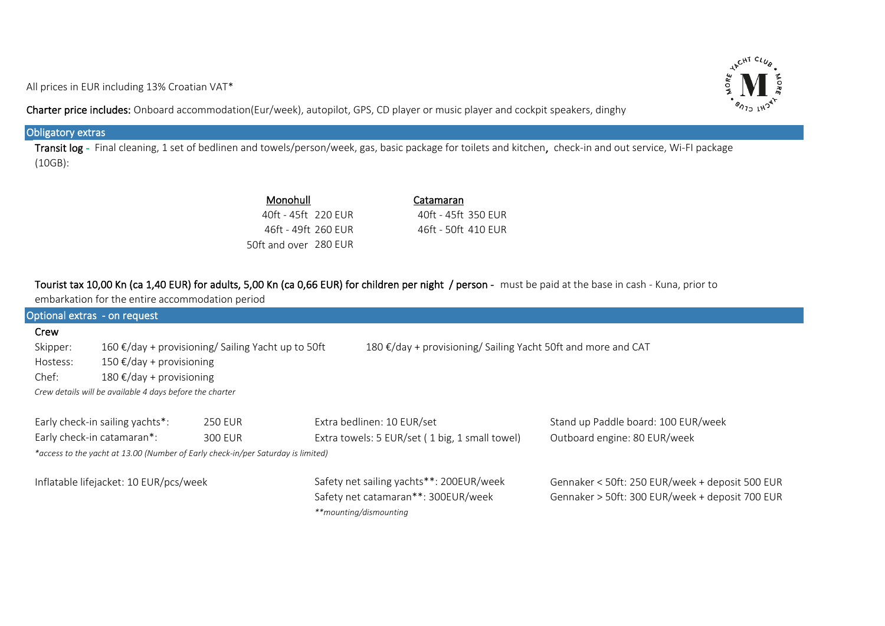All prices in EUR including 13% Croatian VAT*

**Charter price includes:** Onboard accommodation(Eur/week), autopilot, GPS, CD player or music player and cockpit speakers, dinghy

## Obligatory extras

**Transit log** - Final cleaning, 1 set of bedlinen and towels/person/week, gas, basic package for toilets and kitchen, check-in and out service, Wi-FI package (10GB):

| Monohull | | Catamaran | |
|---|---|---|---|
| 40ft - 45ft | 220 EUR | 40ft - 45ft | 350 EUR |
| 46ft - 49ft | 260 EUR | 46ft - 50ft | 410 EUR |
| 50ft and over | 280 EUR | | |

**Tourist tax 10,00 Kn (ca 1,40 EUR) for adults, 5,00 Kn (ca 0,66 EUR) for children per night / person -** must be paid at the base in cash - Kuna, prior to embarkation for the entire accommodation period

## Optional extras - on request

**Crew**

Skipper: 160 €/day + provisioning/ Sailing Yacht up to 50ft — 180 €/day + provisioning/ Sailing Yacht 50ft and more and CAT

Hostess: 150 €/day + provisioning

Chef: 180 €/day + provisioning

*Crew details will be available 4 days before the charter*

Early check-in sailing yachts*: 250 EUR

Early check-in catamaran*: 300 EUR

*\*access to the yacht at 13.00 (Number of Early check-in/per Saturday is limited)*

Extra bedlinen: 10 EUR/set

Extra towels: 5 EUR/set ( 1 big, 1 small towel)

Stand up Paddle board: 100 EUR/week

Outboard engine: 80 EUR/week

Inflatable lifejacket: 10 EUR/pcs/week

Safety net sailing yachts**: 200EUR/week

Safety net catamaran**: 300EUR/week

*\*\*mounting/dismounting*

Gennaker < 50ft: 250 EUR/week + deposit 500 EUR

Gennaker > 50ft: 300 EUR/week + deposit 700 EUR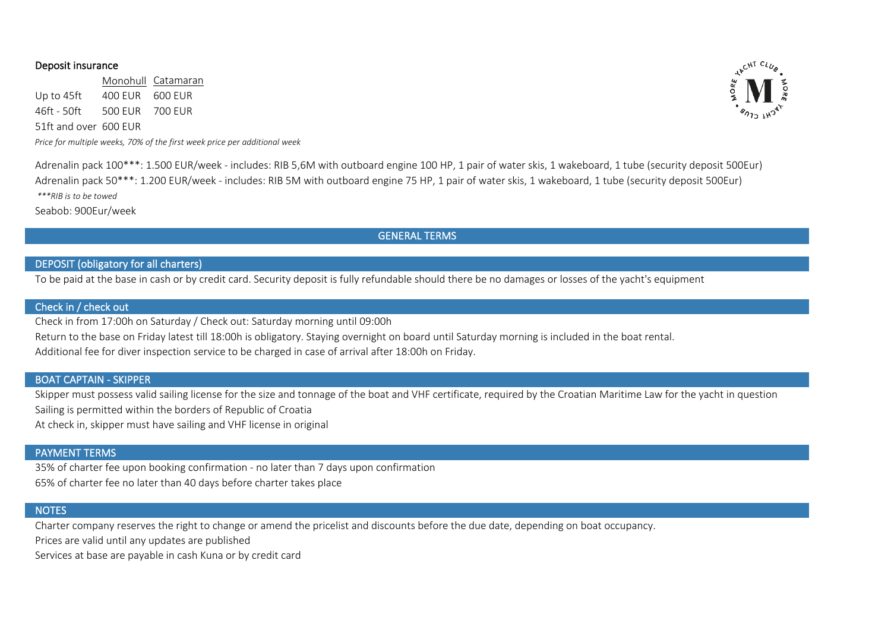**Deposit insurance**

| | Monohull | Catamaran |
|---|---|---|
| Up to 45ft | 400 EUR | 600 EUR |
| 46ft - 50ft | 500 EUR | 700 EUR |
| 51ft and over | 600 EUR | |

*Price for multiple weeks, 70% of the first week price per additional week*

Adrenalin pack 100***: 1.500 EUR/week - includes: RIB 5,6M with outboard engine 100 HP, 1 pair of water skis, 1 wakeboard, 1 tube (security deposit 500Eur)

Adrenalin pack 50***: 1.200 EUR/week - includes: RIB 5M with outboard engine 75 HP, 1 pair of water skis, 1 wakeboard, 1 tube (security deposit 500Eur)

*\*\*\*RIB is to be towed*

Seabob: 900Eur/week

## GENERAL TERMS

### DEPOSIT (obligatory for all charters)

To be paid at the base in cash or by credit card. Security deposit is fully refundable should there be no damages or losses of the yacht's equipment

### Check in / check out

Check in from 17:00h on Saturday / Check out: Saturday morning until 09:00h

Return to the base on Friday latest till 18:00h is obligatory. Staying overnight on board until Saturday morning is included in the boat rental.

Additional fee for diver inspection service to be charged in case of arrival after 18:00h on Friday.

### BOAT CAPTAIN - SKIPPER

Skipper must possess valid sailing license for the size and tonnage of the boat and VHF certificate, required by the Croatian Maritime Law for the yacht in question

Sailing is permitted within the borders of Republic of Croatia

At check in, skipper must have sailing and VHF license in original

### PAYMENT TERMS

35% of charter fee upon booking confirmation - no later than 7 days upon confirmation

65% of charter fee no later than 40 days before charter takes place

### NOTES

Charter company reserves the right to change or amend the pricelist and discounts before the due date, depending on boat occupancy.

Prices are valid until any updates are published

Services at base are payable in cash Kuna or by credit card